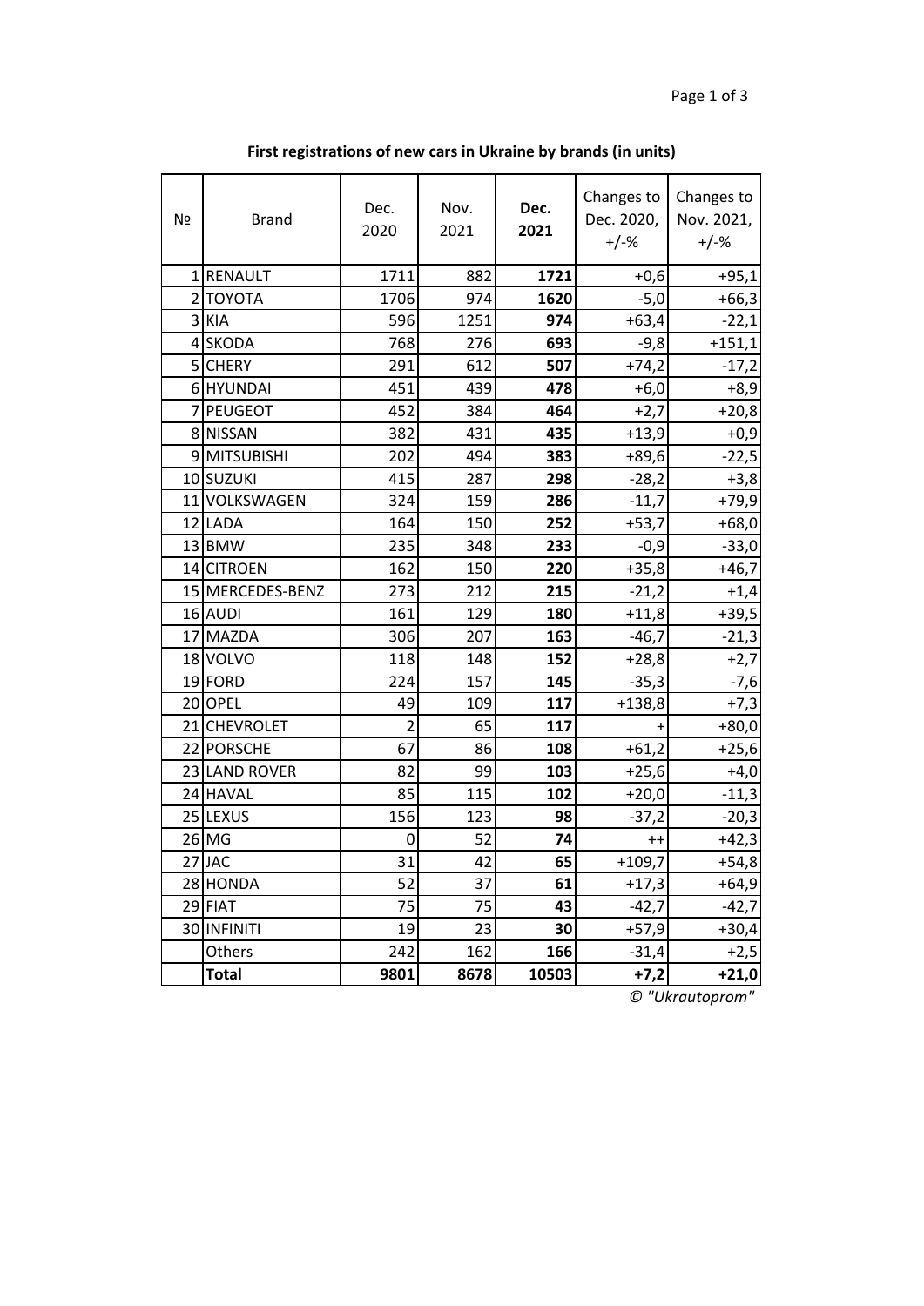**First registrations of new cars in Ukraine by brands (in units)**

| № | Brand | Dec. 2020 | Nov. 2021 | **Dec. 2021** | Changes to Dec. 2020, +/-% | Changes to Nov. 2021, +/-% |
|---|---|---|---|---|---|---|
| 1 | RENAULT | 1711 | 882 | **1721** | +0,6 | +95,1 |
| 2 | TOYOTA | 1706 | 974 | **1620** | -5,0 | +66,3 |
| 3 | KIA | 596 | 1251 | **974** | +63,4 | -22,1 |
| 4 | SKODA | 768 | 276 | **693** | -9,8 | +151,1 |
| 5 | CHERY | 291 | 612 | **507** | +74,2 | -17,2 |
| 6 | HYUNDAI | 451 | 439 | **478** | +6,0 | +8,9 |
| 7 | PEUGEOT | 452 | 384 | **464** | +2,7 | +20,8 |
| 8 | NISSAN | 382 | 431 | **435** | +13,9 | +0,9 |
| 9 | MITSUBISHI | 202 | 494 | **383** | +89,6 | -22,5 |
| 10 | SUZUKI | 415 | 287 | **298** | -28,2 | +3,8 |
| 11 | VOLKSWAGEN | 324 | 159 | **286** | -11,7 | +79,9 |
| 12 | LADA | 164 | 150 | **252** | +53,7 | +68,0 |
| 13 | BMW | 235 | 348 | **233** | -0,9 | -33,0 |
| 14 | CITROEN | 162 | 150 | **220** | +35,8 | +46,7 |
| 15 | MERCEDES-BENZ | 273 | 212 | **215** | -21,2 | +1,4 |
| 16 | AUDI | 161 | 129 | **180** | +11,8 | +39,5 |
| 17 | MAZDA | 306 | 207 | **163** | -46,7 | -21,3 |
| 18 | VOLVO | 118 | 148 | **152** | +28,8 | +2,7 |
| 19 | FORD | 224 | 157 | **145** | -35,3 | -7,6 |
| 20 | OPEL | 49 | 109 | **117** | +138,8 | +7,3 |
| 21 | CHEVROLET | 2 | 65 | **117** | + | +80,0 |
| 22 | PORSCHE | 67 | 86 | **108** | +61,2 | +25,6 |
| 23 | LAND ROVER | 82 | 99 | **103** | +25,6 | +4,0 |
| 24 | HAVAL | 85 | 115 | **102** | +20,0 | -11,3 |
| 25 | LEXUS | 156 | 123 | **98** | -37,2 | -20,3 |
| 26 | MG | 0 | 52 | **74** | ++ | +42,3 |
| 27 | JAC | 31 | 42 | **65** | +109,7 | +54,8 |
| 28 | HONDA | 52 | 37 | **61** | +17,3 | +64,9 |
| 29 | FIAT | 75 | 75 | **43** | -42,7 | -42,7 |
| 30 | INFINITI | 19 | 23 | **30** | +57,9 | +30,4 |
| | Others | 242 | 162 | **166** | -31,4 | +2,5 |
| | **Total** | **9801** | **8678** | **10503** | **+7,2** | **+21,0** |

*© "Ukrautoprom"*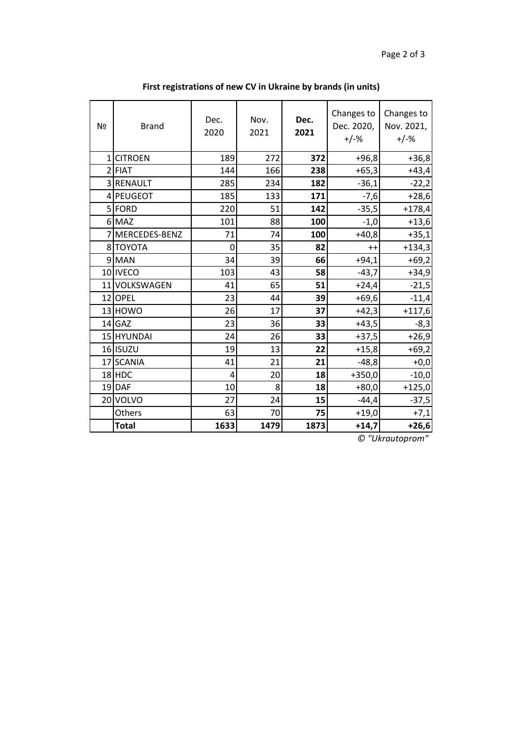**First registrations of new CV in Ukraine by brands (in units)**

| № | Brand | Dec. 2020 | Nov. 2021 | **Dec. 2021** | Changes to Dec. 2020, +/-% | Changes to Nov. 2021, +/-% |
|---|---|---|---|---|---|---|
| 1 | CITROEN | 189 | 272 | **372** | +96,8 | +36,8 |
| 2 | FIAT | 144 | 166 | **238** | +65,3 | +43,4 |
| 3 | RENAULT | 285 | 234 | **182** | -36,1 | -22,2 |
| 4 | PEUGEOT | 185 | 133 | **171** | -7,6 | +28,6 |
| 5 | FORD | 220 | 51 | **142** | -35,5 | +178,4 |
| 6 | MAZ | 101 | 88 | **100** | -1,0 | +13,6 |
| 7 | MERCEDES-BENZ | 71 | 74 | **100** | +40,8 | +35,1 |
| 8 | TOYOTA | 0 | 35 | **82** | ++ | +134,3 |
| 9 | MAN | 34 | 39 | **66** | +94,1 | +69,2 |
| 10 | IVECO | 103 | 43 | **58** | -43,7 | +34,9 |
| 11 | VOLKSWAGEN | 41 | 65 | **51** | +24,4 | -21,5 |
| 12 | OPEL | 23 | 44 | **39** | +69,6 | -11,4 |
| 13 | HOWO | 26 | 17 | **37** | +42,3 | +117,6 |
| 14 | GAZ | 23 | 36 | **33** | +43,5 | -8,3 |
| 15 | HYUNDAI | 24 | 26 | **33** | +37,5 | +26,9 |
| 16 | ISUZU | 19 | 13 | **22** | +15,8 | +69,2 |
| 17 | SCANIA | 41 | 21 | **21** | -48,8 | +0,0 |
| 18 | HDC | 4 | 20 | **18** | +350,0 | -10,0 |
| 19 | DAF | 10 | 8 | **18** | +80,0 | +125,0 |
| 20 | VOLVO | 27 | 24 | **15** | -44,4 | -37,5 |
| | Others | 63 | 70 | **75** | +19,0 | +7,1 |
| | **Total** | **1633** | **1479** | **1873** | **+14,7** | **+26,6** |

*© "Ukrautoprom"*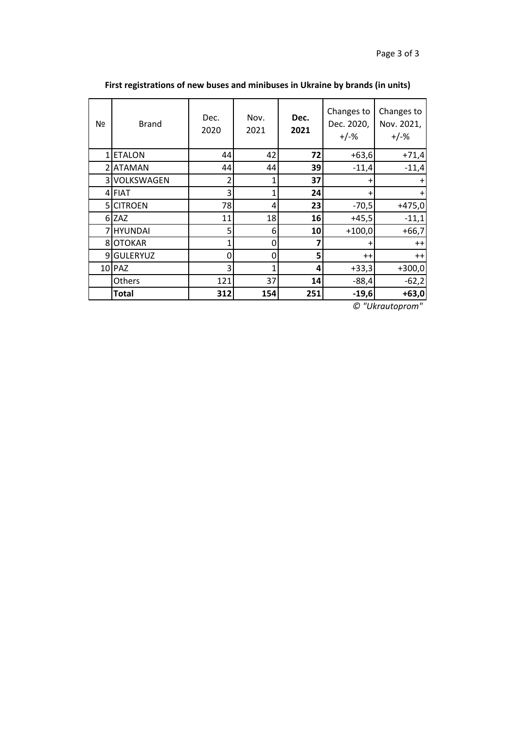**First registrations of new buses and minibuses in Ukraine by brands (in units)**

| № | Brand | Dec. 2020 | Nov. 2021 | **Dec. 2021** | Changes to Dec. 2020, +/-% | Changes to Nov. 2021, +/-% |
|---|---|---|---|---|---|---|
| 1 | ETALON | 44 | 42 | **72** | +63,6 | +71,4 |
| 2 | ATAMAN | 44 | 44 | **39** | -11,4 | -11,4 |
| 3 | VOLKSWAGEN | 2 | 1 | **37** | + | + |
| 4 | FIAT | 3 | 1 | **24** | + | + |
| 5 | CITROEN | 78 | 4 | **23** | -70,5 | +475,0 |
| 6 | ZAZ | 11 | 18 | **16** | +45,5 | -11,1 |
| 7 | HYUNDAI | 5 | 6 | **10** | +100,0 | +66,7 |
| 8 | OTOKAR | 1 | 0 | **7** | + | ++ |
| 9 | GULERYUZ | 0 | 0 | **5** | ++ | ++ |
| 10 | PAZ | 3 | 1 | **4** | +33,3 | +300,0 |
| | Others | 121 | 37 | **14** | -88,4 | -62,2 |
| | **Total** | **312** | **154** | **251** | **-19,6** | **+63,0** |

*© "Ukrautoprom"*